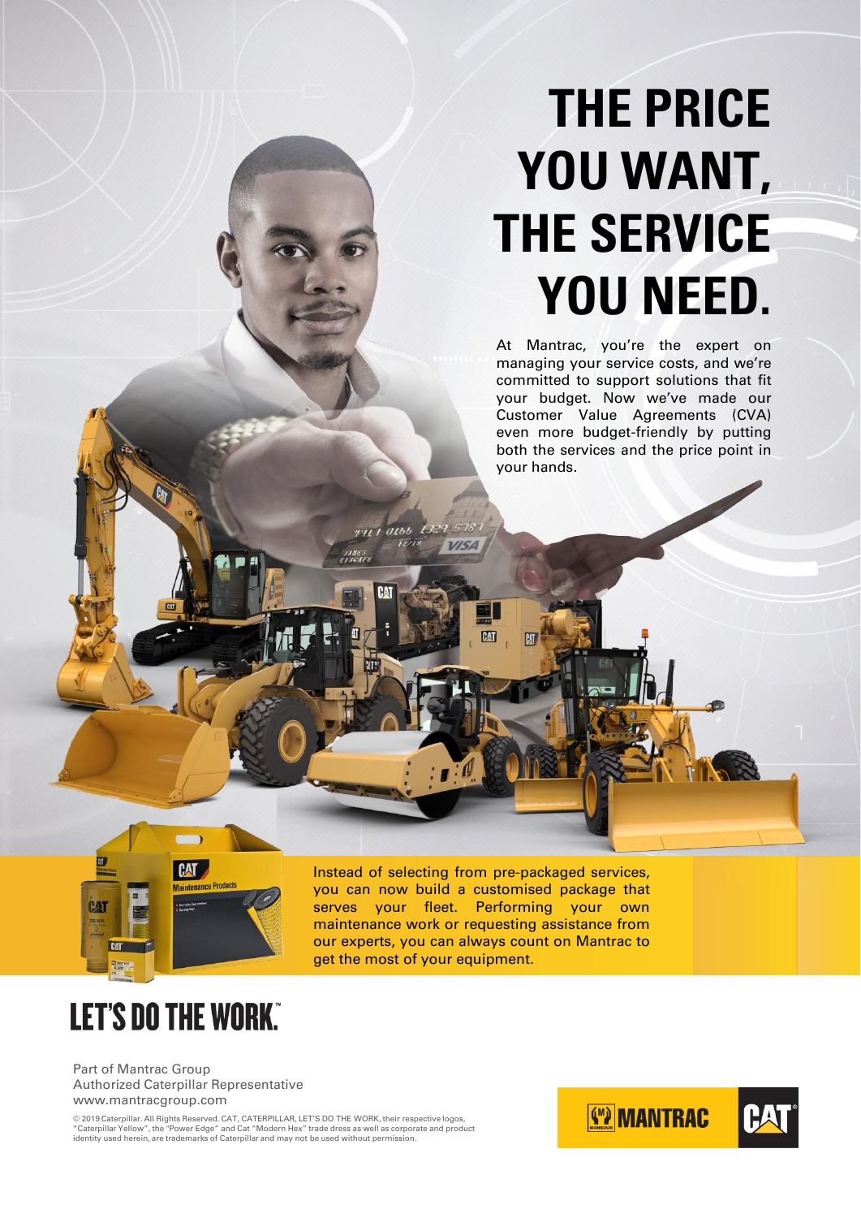# THE PRICE YOU WANT, THE SERVICE YOU NEED.

At Mantrac, you're the expert on managing your service costs, and we're committed to support solutions that fit your budget. Now we've made our Customer Value Agreements (CVA) even more budget-friendly by putting both the services and the price point in your hands.

Instead of selecting from pre-packaged services, you can now build a customised package that serves your fleet. Performing your own maintenance work or requesting assistance from our experts, you can always count on Mantrac to get the most of your equipment.

## LET'S DO THE WORK.™

Part of Mantrac Group
Authorized Caterpillar Representative
www.mantracgroup.com

© 2019 Caterpillar. All Rights Reserved. CAT, CATERPILLAR, LET'S DO THE WORK, their respective logos, "Caterpillar Yellow", the "Power Edge" and Cat "Modern Hex" trade dress as well as corporate and product identity used herein, are trademarks of Caterpillar and may not be used without permission.

MANTRAC CAT®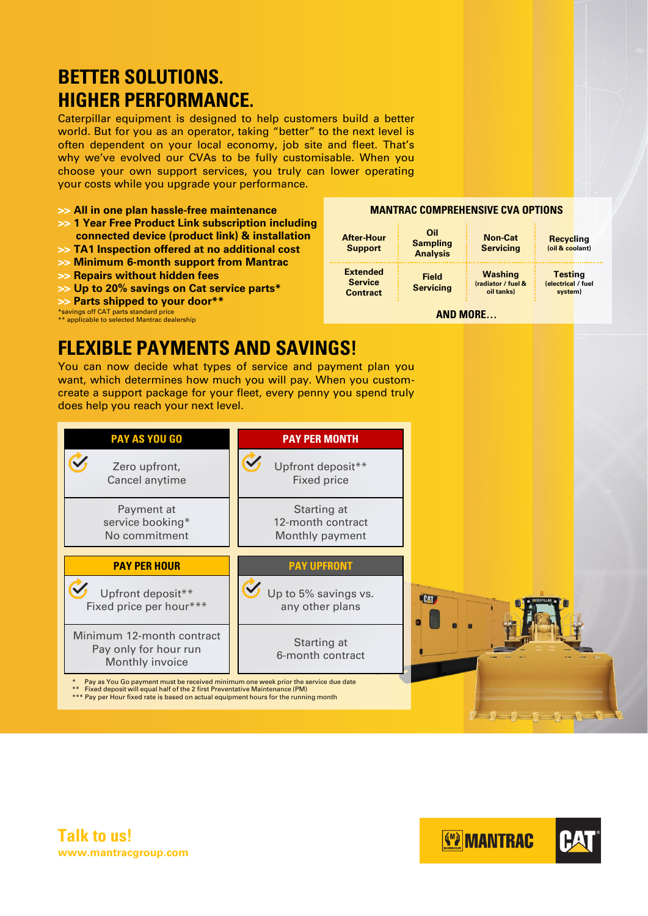# BETTER SOLUTIONS. HIGHER PERFORMANCE.

Caterpillar equipment is designed to help customers build a better world. But for you as an operator, taking "better" to the next level is often dependent on your local economy, job site and fleet. That's why we've evolved our CVAs to be fully customisable. When you choose your own support services, you truly can lower operating your costs while you upgrade your performance.

- **>> All in one plan hassle-free maintenance**
- **>> 1 Year Free Product Link subscription including connected device (product link) & installation**
- **>> TA1 Inspection offered at no additional cost**
- **>> Minimum 6-month support from Mantrac**
- **>> Repairs without hidden fees**
- **>> Up to 20% savings on Cat service parts***
- **>> Parts shipped to your door****

*savings off CAT parts standard price
** applicable to selected Mantrac dealership

**MANTRAC COMPREHENSIVE CVA OPTIONS**

| | | | |
|---|---|---|---|
| After-Hour Support | Oil Sampling Analysis | Non-Cat Servicing | Recycling (oil & coolant) |
| Extended Service Contract | Field Servicing | Washing (radiator / fuel & oil tanks) | Testing (electrical / fuel system) |

**AND MORE...**

# FLEXIBLE PAYMENTS AND SAVINGS!

You can now decide what types of service and payment plan you want, which determines how much you will pay. When you custom-create a support package for your fleet, every penny you spend truly does help you reach your next level.

| PAY AS YOU GO | PAY PER MONTH |
|---|---|
| Zero upfront, Cancel anytime | Upfront deposit** Fixed price |
| Payment at service booking* No commitment | Starting at 12-month contract Monthly payment |

| PAY PER HOUR | PAY UPFRONT |
|---|---|
| Upfront deposit** Fixed price per hour*** | Up to 5% savings vs. any other plans |
| Minimum 12-month contract Pay only for hour run Monthly invoice | Starting at 6-month contract |

\* Pay as You Go payment must be received minimum one week prior the service due date
** Fixed deposit will equal half of the 2 first Preventative Maintenance (PM)
*** Pay per Hour fixed rate is based on actual equipment hours for the running month

**Talk to us!**
**www.mantracgroup.com**

MANTRAC CAT